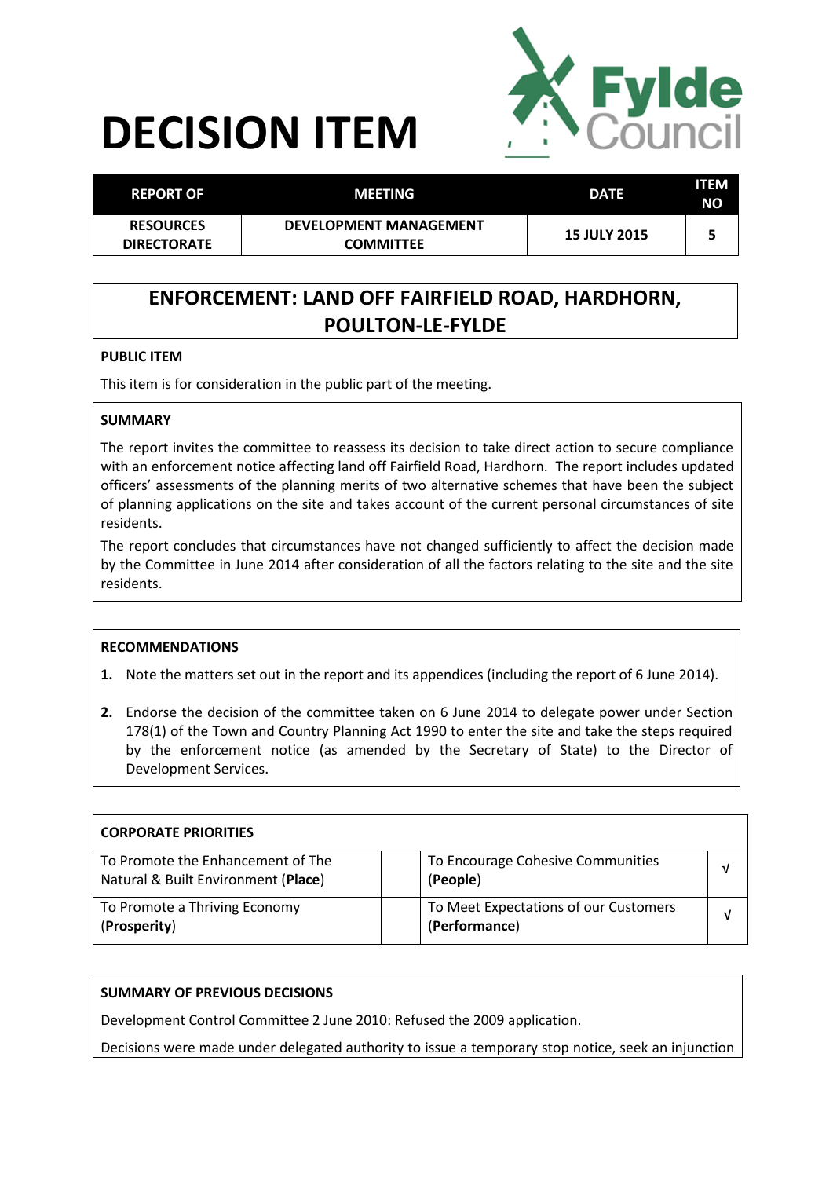# DECISION ITEM

| REPORT OF | MEETING | DATE | ITEM NO |
|---|---|---|---|
| RESOURCES DIRECTORATE | DEVELOPMENT MANAGEMENT COMMITTEE | 15 JULY 2015 | 5 |

## ENFORCEMENT: LAND OFF FAIRFIELD ROAD, HARDHORN, POULTON-LE-FYLDE

**PUBLIC ITEM**

This item is for consideration in the public part of the meeting.

**SUMMARY**

The report invites the committee to reassess its decision to take direct action to secure compliance with an enforcement notice affecting land off Fairfield Road, Hardhorn. The report includes updated officers' assessments of the planning merits of two alternative schemes that have been the subject of planning applications on the site and takes account of the current personal circumstances of site residents.

The report concludes that circumstances have not changed sufficiently to affect the decision made by the Committee in June 2014 after consideration of all the factors relating to the site and the site residents.

**RECOMMENDATIONS**

1. Note the matters set out in the report and its appendices (including the report of 6 June 2014).
2. Endorse the decision of the committee taken on 6 June 2014 to delegate power under Section 178(1) of the Town and Country Planning Act 1990 to enter the site and take the steps required by the enforcement notice (as amended by the Secretary of State) to the Director of Development Services.

| CORPORATE PRIORITIES | | | |
|---|---|---|---|
| To Promote the Enhancement of The Natural & Built Environment (**Place**) | | To Encourage Cohesive Communities (**People**) | √ |
| To Promote a Thriving Economy (**Prosperity**) | | To Meet Expectations of our Customers (**Performance**) | √ |

**SUMMARY OF PREVIOUS DECISIONS**

Development Control Committee 2 June 2010: Refused the 2009 application.

Decisions were made under delegated authority to issue a temporary stop notice, seek an injunction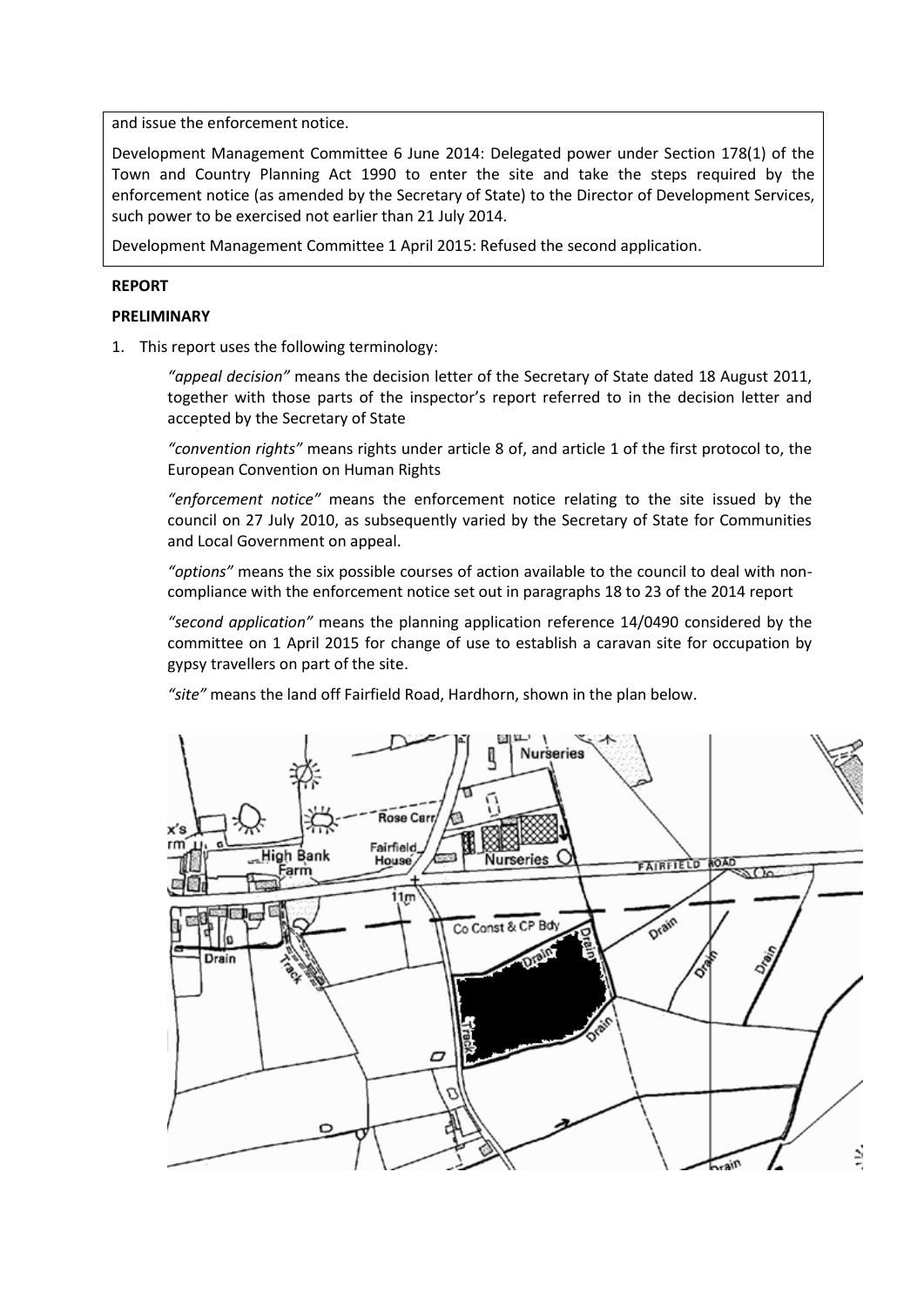and issue the enforcement notice.

Development Management Committee 6 June 2014: Delegated power under Section 178(1) of the Town and Country Planning Act 1990 to enter the site and take the steps required by the enforcement notice (as amended by the Secretary of State) to the Director of Development Services, such power to be exercised not earlier than 21 July 2014.

Development Management Committee 1 April 2015: Refused the second application.

**REPORT**

**PRELIMINARY**

1. This report uses the following terminology:

   *"appeal decision"* means the decision letter of the Secretary of State dated 18 August 2011, together with those parts of the inspector's report referred to in the decision letter and accepted by the Secretary of State

   *"convention rights"* means rights under article 8 of, and article 1 of the first protocol to, the European Convention on Human Rights

   *"enforcement notice"* means the enforcement notice relating to the site issued by the council on 27 July 2010, as subsequently varied by the Secretary of State for Communities and Local Government on appeal.

   *"options"* means the six possible courses of action available to the council to deal with non-compliance with the enforcement notice set out in paragraphs 18 to 23 of the 2014 report

   *"second application"* means the planning application reference 14/0490 considered by the committee on 1 April 2015 for change of use to establish a caravan site for occupation by gypsy travellers on part of the site.

   *"site"* means the land off Fairfield Road, Hardhorn, shown in the plan below.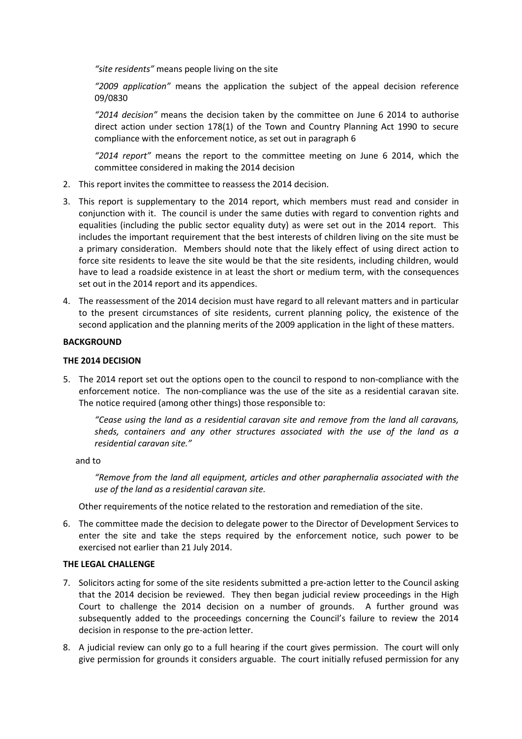*"site residents"* means people living on the site

*"2009 application"* means the application the subject of the appeal decision reference 09/0830

*"2014 decision"* means the decision taken by the committee on June 6 2014 to authorise direct action under section 178(1) of the Town and Country Planning Act 1990 to secure compliance with the enforcement notice, as set out in paragraph 6

*"2014 report"* means the report to the committee meeting on June 6 2014, which the committee considered in making the 2014 decision

2. This report invites the committee to reassess the 2014 decision.

3. This report is supplementary to the 2014 report, which members must read and consider in conjunction with it. The council is under the same duties with regard to convention rights and equalities (including the public sector equality duty) as were set out in the 2014 report. This includes the important requirement that the best interests of children living on the site must be a primary consideration. Members should note that the likely effect of using direct action to force site residents to leave the site would be that the site residents, including children, would have to lead a roadside existence in at least the short or medium term, with the consequences set out in the 2014 report and its appendices.

4. The reassessment of the 2014 decision must have regard to all relevant matters and in particular to the present circumstances of site residents, current planning policy, the existence of the second application and the planning merits of the 2009 application in the light of these matters.

**BACKGROUND**

**THE 2014 DECISION**

5. The 2014 report set out the options open to the council to respond to non-compliance with the enforcement notice. The non-compliance was the use of the site as a residential caravan site. The notice required (among other things) those responsible to:

   *"Cease using the land as a residential caravan site and remove from the land all caravans, sheds, containers and any other structures associated with the use of the land as a residential caravan site."*

   and to

   *"Remove from the land all equipment, articles and other paraphernalia associated with the use of the land as a residential caravan site.*

   Other requirements of the notice related to the restoration and remediation of the site.

6. The committee made the decision to delegate power to the Director of Development Services to enter the site and take the steps required by the enforcement notice, such power to be exercised not earlier than 21 July 2014.

**THE LEGAL CHALLENGE**

7. Solicitors acting for some of the site residents submitted a pre-action letter to the Council asking that the 2014 decision be reviewed. They then began judicial review proceedings in the High Court to challenge the 2014 decision on a number of grounds. A further ground was subsequently added to the proceedings concerning the Council's failure to review the 2014 decision in response to the pre-action letter.

8. A judicial review can only go to a full hearing if the court gives permission. The court will only give permission for grounds it considers arguable. The court initially refused permission for any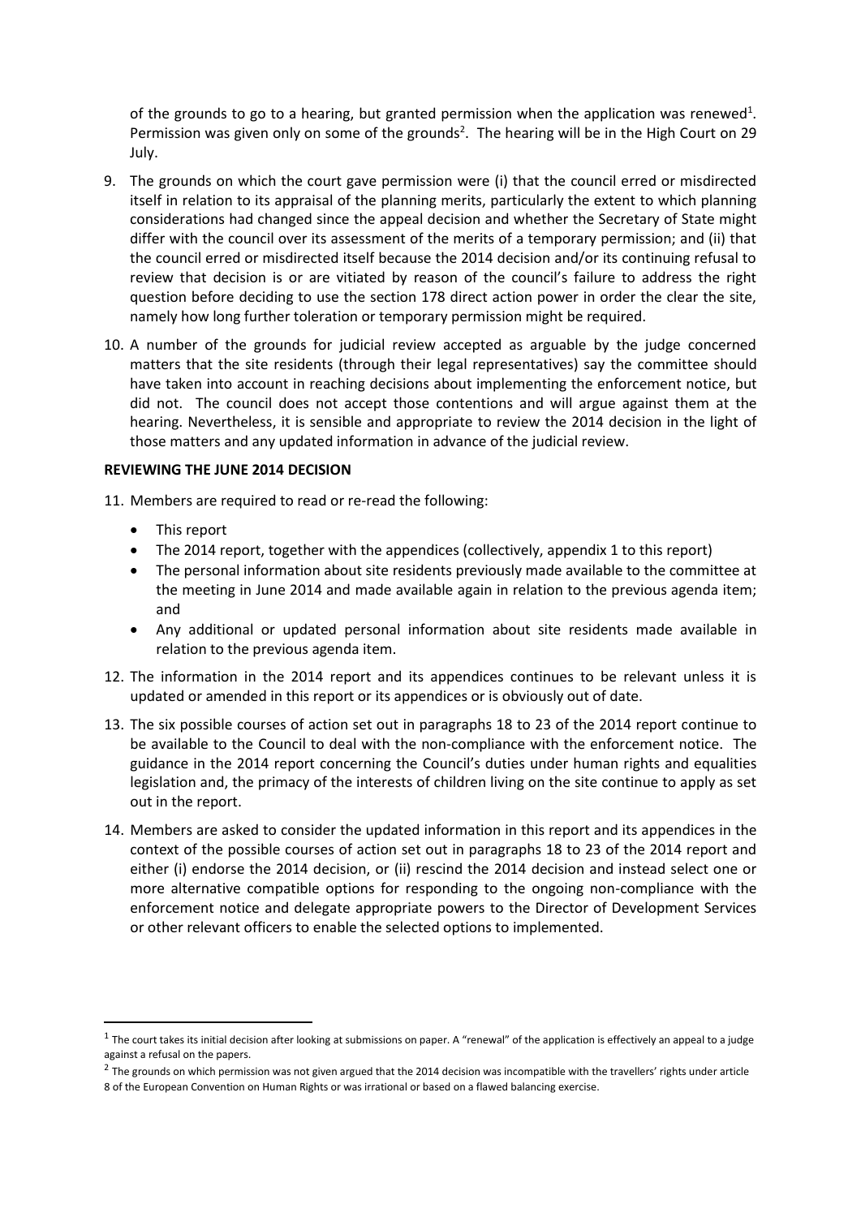of the grounds to go to a hearing, but granted permission when the application was renewed[1]. Permission was given only on some of the grounds[2]. The hearing will be in the High Court on 29 July.

9. The grounds on which the court gave permission were (i) that the council erred or misdirected itself in relation to its appraisal of the planning merits, particularly the extent to which planning considerations had changed since the appeal decision and whether the Secretary of State might differ with the council over its assessment of the merits of a temporary permission; and (ii) that the council erred or misdirected itself because the 2014 decision and/or its continuing refusal to review that decision is or are vitiated by reason of the council's failure to address the right question before deciding to use the section 178 direct action power in order the clear the site, namely how long further toleration or temporary permission might be required.

10. A number of the grounds for judicial review accepted as arguable by the judge concerned matters that the site residents (through their legal representatives) say the committee should have taken into account in reaching decisions about implementing the enforcement notice, but did not. The council does not accept those contentions and will argue against them at the hearing. Nevertheless, it is sensible and appropriate to review the 2014 decision in the light of those matters and any updated information in advance of the judicial review.

**REVIEWING THE JUNE 2014 DECISION**

11. Members are required to read or re-read the following:
    - This report
    - The 2014 report, together with the appendices (collectively, appendix 1 to this report)
    - The personal information about site residents previously made available to the committee at the meeting in June 2014 and made available again in relation to the previous agenda item; and
    - Any additional or updated personal information about site residents made available in relation to the previous agenda item.

12. The information in the 2014 report and its appendices continues to be relevant unless it is updated or amended in this report or its appendices or is obviously out of date.

13. The six possible courses of action set out in paragraphs 18 to 23 of the 2014 report continue to be available to the Council to deal with the non-compliance with the enforcement notice. The guidance in the 2014 report concerning the Council's duties under human rights and equalities legislation and, the primacy of the interests of children living on the site continue to apply as set out in the report.

14. Members are asked to consider the updated information in this report and its appendices in the context of the possible courses of action set out in paragraphs 18 to 23 of the 2014 report and either (i) endorse the 2014 decision, or (ii) rescind the 2014 decision and instead select one or more alternative compatible options for responding to the ongoing non-compliance with the enforcement notice and delegate appropriate powers to the Director of Development Services or other relevant officers to enable the selected options to implemented.

[1] The court takes its initial decision after looking at submissions on paper. A "renewal" of the application is effectively an appeal to a judge against a refusal on the papers.

[2] The grounds on which permission was not given argued that the 2014 decision was incompatible with the travellers' rights under article 8 of the European Convention on Human Rights or was irrational or based on a flawed balancing exercise.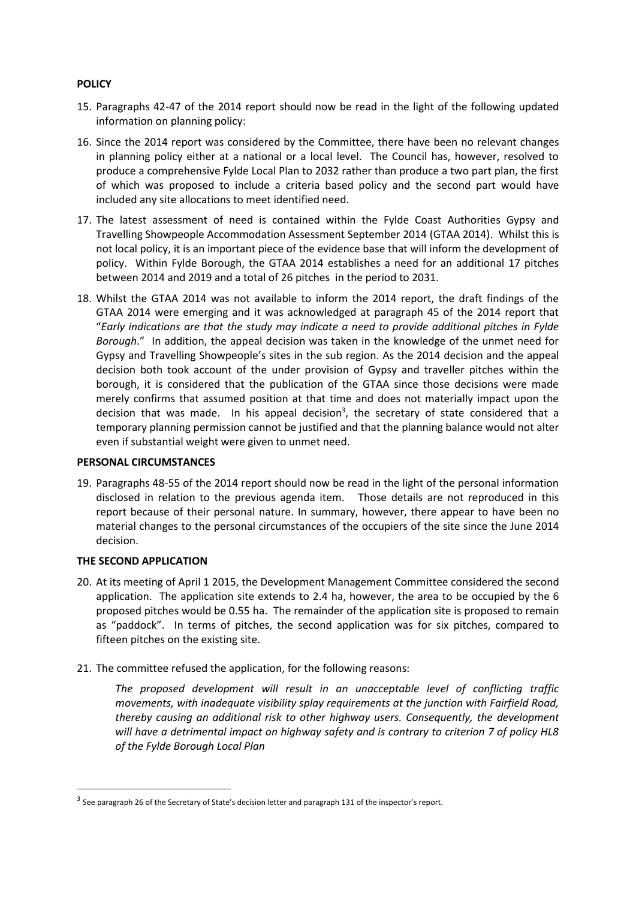**POLICY**

15. Paragraphs 42-47 of the 2014 report should now be read in the light of the following updated information on planning policy:

16. Since the 2014 report was considered by the Committee, there have been no relevant changes in planning policy either at a national or a local level. The Council has, however, resolved to produce a comprehensive Fylde Local Plan to 2032 rather than produce a two part plan, the first of which was proposed to include a criteria based policy and the second part would have included any site allocations to meet identified need.

17. The latest assessment of need is contained within the Fylde Coast Authorities Gypsy and Travelling Showpeople Accommodation Assessment September 2014 (GTAA 2014). Whilst this is not local policy, it is an important piece of the evidence base that will inform the development of policy. Within Fylde Borough, the GTAA 2014 establishes a need for an additional 17 pitches between 2014 and 2019 and a total of 26 pitches in the period to 2031.

18. Whilst the GTAA 2014 was not available to inform the 2014 report, the draft findings of the GTAA 2014 were emerging and it was acknowledged at paragraph 45 of the 2014 report that "*Early indications are that the study may indicate a need to provide additional pitches in Fylde Borough*." In addition, the appeal decision was taken in the knowledge of the unmet need for Gypsy and Travelling Showpeople's sites in the sub region. As the 2014 decision and the appeal decision both took account of the under provision of Gypsy and traveller pitches within the borough, it is considered that the publication of the GTAA since those decisions were made merely confirms that assumed position at that time and does not materially impact upon the decision that was made. In his appeal decision[3], the secretary of state considered that a temporary planning permission cannot be justified and that the planning balance would not alter even if substantial weight were given to unmet need.

**PERSONAL CIRCUMSTANCES**

19. Paragraphs 48-55 of the 2014 report should now be read in the light of the personal information disclosed in relation to the previous agenda item. Those details are not reproduced in this report because of their personal nature. In summary, however, there appear to have been no material changes to the personal circumstances of the occupiers of the site since the June 2014 decision.

**THE SECOND APPLICATION**

20. At its meeting of April 1 2015, the Development Management Committee considered the second application. The application site extends to 2.4 ha, however, the area to be occupied by the 6 proposed pitches would be 0.55 ha. The remainder of the application site is proposed to remain as "paddock". In terms of pitches, the second application was for six pitches, compared to fifteen pitches on the existing site.

21. The committee refused the application, for the following reasons:

    *The proposed development will result in an unacceptable level of conflicting traffic movements, with inadequate visibility splay requirements at the junction with Fairfield Road, thereby causing an additional risk to other highway users. Consequently, the development will have a detrimental impact on highway safety and is contrary to criterion 7 of policy HL8 of the Fylde Borough Local Plan*

---

[3] See paragraph 26 of the Secretary of State's decision letter and paragraph 131 of the inspector's report.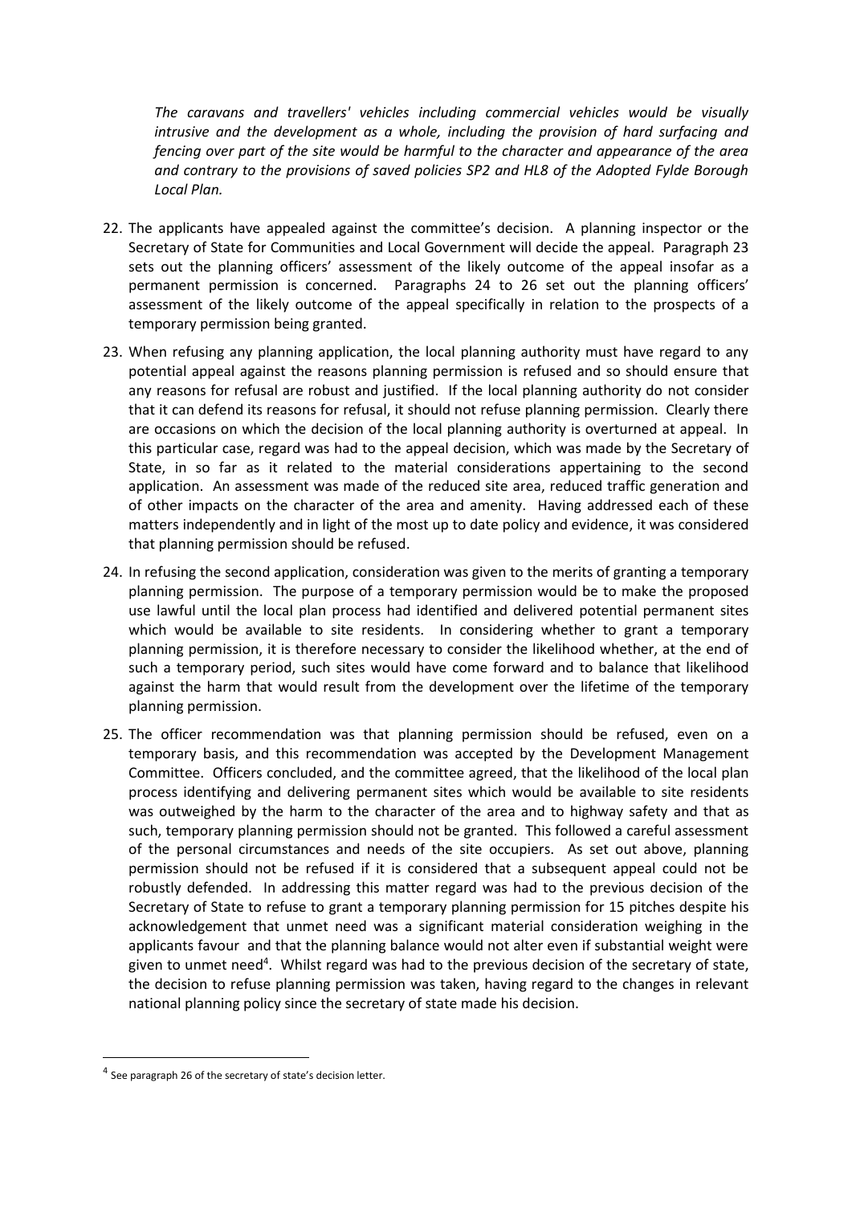*The caravans and travellers' vehicles including commercial vehicles would be visually intrusive and the development as a whole, including the provision of hard surfacing and fencing over part of the site would be harmful to the character and appearance of the area and contrary to the provisions of saved policies SP2 and HL8 of the Adopted Fylde Borough Local Plan.*

22. The applicants have appealed against the committee's decision. A planning inspector or the Secretary of State for Communities and Local Government will decide the appeal. Paragraph 23 sets out the planning officers' assessment of the likely outcome of the appeal insofar as a permanent permission is concerned. Paragraphs 24 to 26 set out the planning officers' assessment of the likely outcome of the appeal specifically in relation to the prospects of a temporary permission being granted.

23. When refusing any planning application, the local planning authority must have regard to any potential appeal against the reasons planning permission is refused and so should ensure that any reasons for refusal are robust and justified. If the local planning authority do not consider that it can defend its reasons for refusal, it should not refuse planning permission. Clearly there are occasions on which the decision of the local planning authority is overturned at appeal. In this particular case, regard was had to the appeal decision, which was made by the Secretary of State, in so far as it related to the material considerations appertaining to the second application. An assessment was made of the reduced site area, reduced traffic generation and of other impacts on the character of the area and amenity. Having addressed each of these matters independently and in light of the most up to date policy and evidence, it was considered that planning permission should be refused.

24. In refusing the second application, consideration was given to the merits of granting a temporary planning permission. The purpose of a temporary permission would be to make the proposed use lawful until the local plan process had identified and delivered potential permanent sites which would be available to site residents. In considering whether to grant a temporary planning permission, it is therefore necessary to consider the likelihood whether, at the end of such a temporary period, such sites would have come forward and to balance that likelihood against the harm that would result from the development over the lifetime of the temporary planning permission.

25. The officer recommendation was that planning permission should be refused, even on a temporary basis, and this recommendation was accepted by the Development Management Committee. Officers concluded, and the committee agreed, that the likelihood of the local plan process identifying and delivering permanent sites which would be available to site residents was outweighed by the harm to the character of the area and to highway safety and that as such, temporary planning permission should not be granted. This followed a careful assessment of the personal circumstances and needs of the site occupiers. As set out above, planning permission should not be refused if it is considered that a subsequent appeal could not be robustly defended. In addressing this matter regard was had to the previous decision of the Secretary of State to refuse to grant a temporary planning permission for 15 pitches despite his acknowledgement that unmet need was a significant material consideration weighing in the applicants favour and that the planning balance would not alter even if substantial weight were given to unmet need[4]. Whilst regard was had to the previous decision of the secretary of state, the decision to refuse planning permission was taken, having regard to the changes in relevant national planning policy since the secretary of state made his decision.

[4] See paragraph 26 of the secretary of state's decision letter.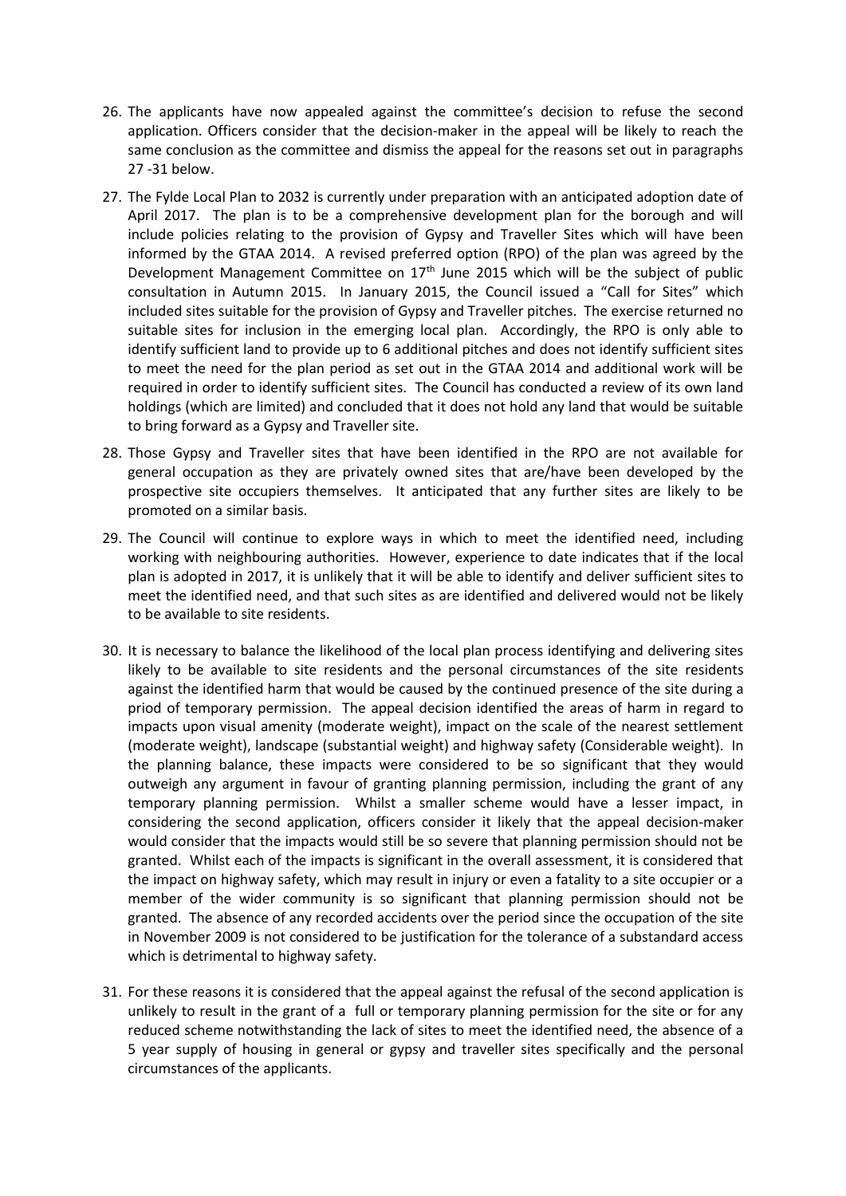26. The applicants have now appealed against the committee's decision to refuse the second application. Officers consider that the decision-maker in the appeal will be likely to reach the same conclusion as the committee and dismiss the appeal for the reasons set out in paragraphs 27 -31 below.

27. The Fylde Local Plan to 2032 is currently under preparation with an anticipated adoption date of April 2017. The plan is to be a comprehensive development plan for the borough and will include policies relating to the provision of Gypsy and Traveller Sites which will have been informed by the GTAA 2014. A revised preferred option (RPO) of the plan was agreed by the Development Management Committee on 17th June 2015 which will be the subject of public consultation in Autumn 2015. In January 2015, the Council issued a "Call for Sites" which included sites suitable for the provision of Gypsy and Traveller pitches. The exercise returned no suitable sites for inclusion in the emerging local plan. Accordingly, the RPO is only able to identify sufficient land to provide up to 6 additional pitches and does not identify sufficient sites to meet the need for the plan period as set out in the GTAA 2014 and additional work will be required in order to identify sufficient sites. The Council has conducted a review of its own land holdings (which are limited) and concluded that it does not hold any land that would be suitable to bring forward as a Gypsy and Traveller site.

28. Those Gypsy and Traveller sites that have been identified in the RPO are not available for general occupation as they are privately owned sites that are/have been developed by the prospective site occupiers themselves. It anticipated that any further sites are likely to be promoted on a similar basis.

29. The Council will continue to explore ways in which to meet the identified need, including working with neighbouring authorities. However, experience to date indicates that if the local plan is adopted in 2017, it is unlikely that it will be able to identify and deliver sufficient sites to meet the identified need, and that such sites as are identified and delivered would not be likely to be available to site residents.

30. It is necessary to balance the likelihood of the local plan process identifying and delivering sites likely to be available to site residents and the personal circumstances of the site residents against the identified harm that would be caused by the continued presence of the site during a priod of temporary permission. The appeal decision identified the areas of harm in regard to impacts upon visual amenity (moderate weight), impact on the scale of the nearest settlement (moderate weight), landscape (substantial weight) and highway safety (Considerable weight). In the planning balance, these impacts were considered to be so significant that they would outweigh any argument in favour of granting planning permission, including the grant of any temporary planning permission. Whilst a smaller scheme would have a lesser impact, in considering the second application, officers consider it likely that the appeal decision-maker would consider that the impacts would still be so severe that planning permission should not be granted. Whilst each of the impacts is significant in the overall assessment, it is considered that the impact on highway safety, which may result in injury or even a fatality to a site occupier or a member of the wider community is so significant that planning permission should not be granted. The absence of any recorded accidents over the period since the occupation of the site in November 2009 is not considered to be justification for the tolerance of a substandard access which is detrimental to highway safety.

31. For these reasons it is considered that the appeal against the refusal of the second application is unlikely to result in the grant of a full or temporary planning permission for the site or for any reduced scheme notwithstanding the lack of sites to meet the identified need, the absence of a 5 year supply of housing in general or gypsy and traveller sites specifically and the personal circumstances of the applicants.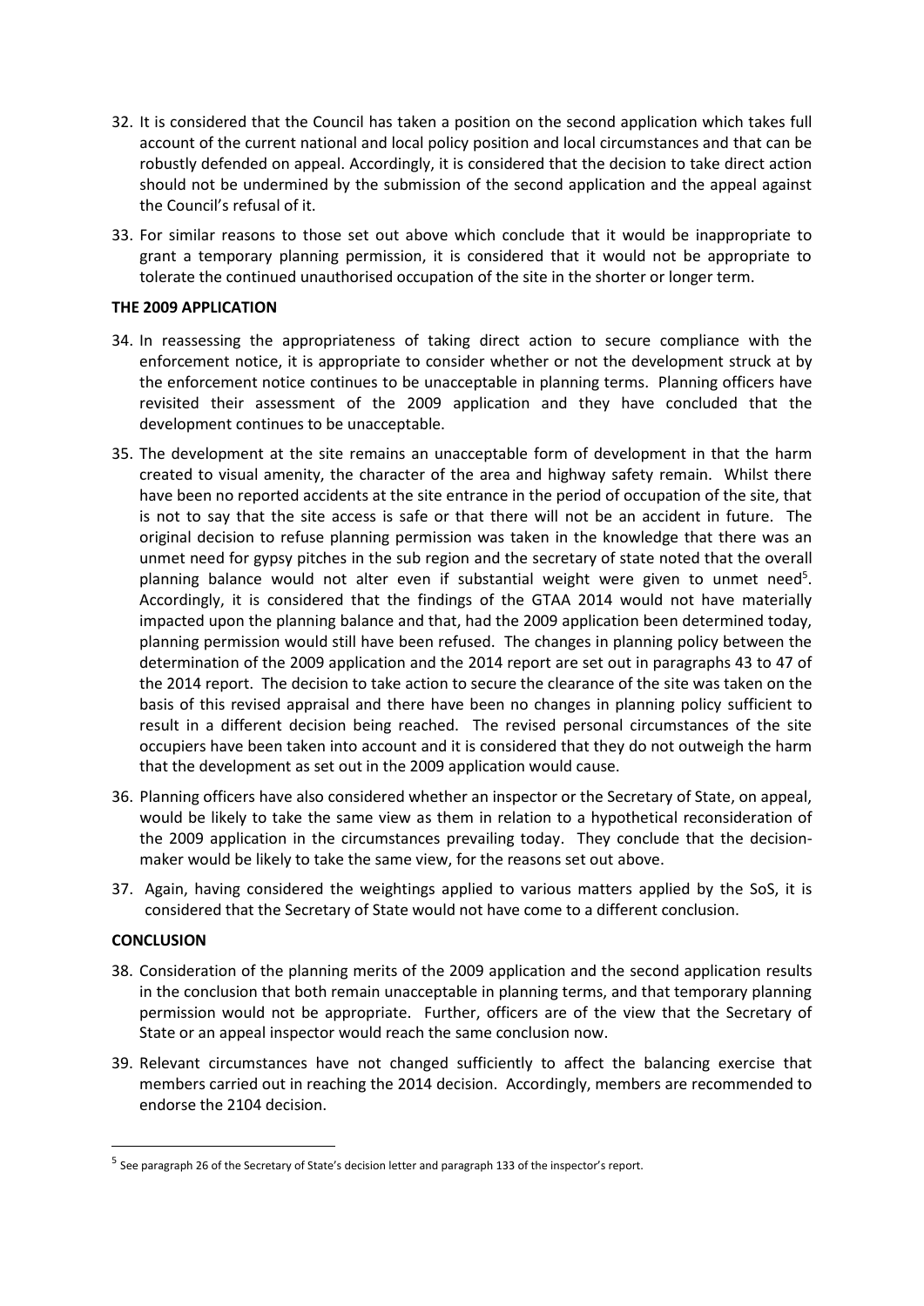32. It is considered that the Council has taken a position on the second application which takes full account of the current national and local policy position and local circumstances and that can be robustly defended on appeal. Accordingly, it is considered that the decision to take direct action should not be undermined by the submission of the second application and the appeal against the Council's refusal of it.

33. For similar reasons to those set out above which conclude that it would be inappropriate to grant a temporary planning permission, it is considered that it would not be appropriate to tolerate the continued unauthorised occupation of the site in the shorter or longer term.

**THE 2009 APPLICATION**

34. In reassessing the appropriateness of taking direct action to secure compliance with the enforcement notice, it is appropriate to consider whether or not the development struck at by the enforcement notice continues to be unacceptable in planning terms. Planning officers have revisited their assessment of the 2009 application and they have concluded that the development continues to be unacceptable.

35. The development at the site remains an unacceptable form of development in that the harm created to visual amenity, the character of the area and highway safety remain. Whilst there have been no reported accidents at the site entrance in the period of occupation of the site, that is not to say that the site access is safe or that there will not be an accident in future. The original decision to refuse planning permission was taken in the knowledge that there was an unmet need for gypsy pitches in the sub region and the secretary of state noted that the overall planning balance would not alter even if substantial weight were given to unmet need[5]. Accordingly, it is considered that the findings of the GTAA 2014 would not have materially impacted upon the planning balance and that, had the 2009 application been determined today, planning permission would still have been refused. The changes in planning policy between the determination of the 2009 application and the 2014 report are set out in paragraphs 43 to 47 of the 2014 report. The decision to take action to secure the clearance of the site was taken on the basis of this revised appraisal and there have been no changes in planning policy sufficient to result in a different decision being reached. The revised personal circumstances of the site occupiers have been taken into account and it is considered that they do not outweigh the harm that the development as set out in the 2009 application would cause.

36. Planning officers have also considered whether an inspector or the Secretary of State, on appeal, would be likely to take the same view as them in relation to a hypothetical reconsideration of the 2009 application in the circumstances prevailing today. They conclude that the decision-maker would be likely to take the same view, for the reasons set out above.

37. Again, having considered the weightings applied to various matters applied by the SoS, it is considered that the Secretary of State would not have come to a different conclusion.

**CONCLUSION**

38. Consideration of the planning merits of the 2009 application and the second application results in the conclusion that both remain unacceptable in planning terms, and that temporary planning permission would not be appropriate. Further, officers are of the view that the Secretary of State or an appeal inspector would reach the same conclusion now.

39. Relevant circumstances have not changed sufficiently to affect the balancing exercise that members carried out in reaching the 2014 decision. Accordingly, members are recommended to endorse the 2104 decision.

---

[5] See paragraph 26 of the Secretary of State's decision letter and paragraph 133 of the inspector's report.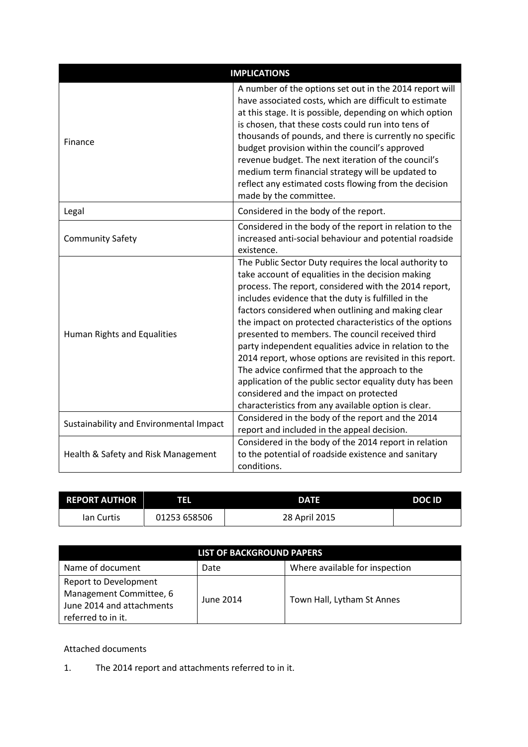| IMPLICATIONS | |
|---|---|
| Finance | A number of the options set out in the 2014 report will have associated costs, which are difficult to estimate at this stage. It is possible, depending on which option is chosen, that these costs could run into tens of thousands of pounds, and there is currently no specific budget provision within the council's approved revenue budget. The next iteration of the council's medium term financial strategy will be updated to reflect any estimated costs flowing from the decision made by the committee. |
| Legal | Considered in the body of the report. |
| Community Safety | Considered in the body of the report in relation to the increased anti-social behaviour and potential roadside existence. |
| Human Rights and Equalities | The Public Sector Duty requires the local authority to take account of equalities in the decision making process. The report, considered with the 2014 report, includes evidence that the duty is fulfilled in the factors considered when outlining and making clear the impact on protected characteristics of the options presented to members. The council received third party independent equalities advice in relation to the 2014 report, whose options are revisited in this report. The advice confirmed that the approach to the application of the public sector equality duty has been considered and the impact on protected characteristics from any available option is clear. |
| Sustainability and Environmental Impact | Considered in the body of the report and the 2014 report and included in the appeal decision. |
| Health & Safety and Risk Management | Considered in the body of the 2014 report in relation to the potential of roadside existence and sanitary conditions. |

| REPORT AUTHOR | TEL | DATE | DOC ID |
|---|---|---|---|
| Ian Curtis | 01253 658506 | 28 April 2015 | |

| LIST OF BACKGROUND PAPERS | | |
|---|---|---|
| Name of document | Date | Where available for inspection |
| Report to Development Management Committee, 6 June 2014 and attachments referred to in it. | June 2014 | Town Hall, Lytham St Annes |

Attached documents

1. The 2014 report and attachments referred to in it.